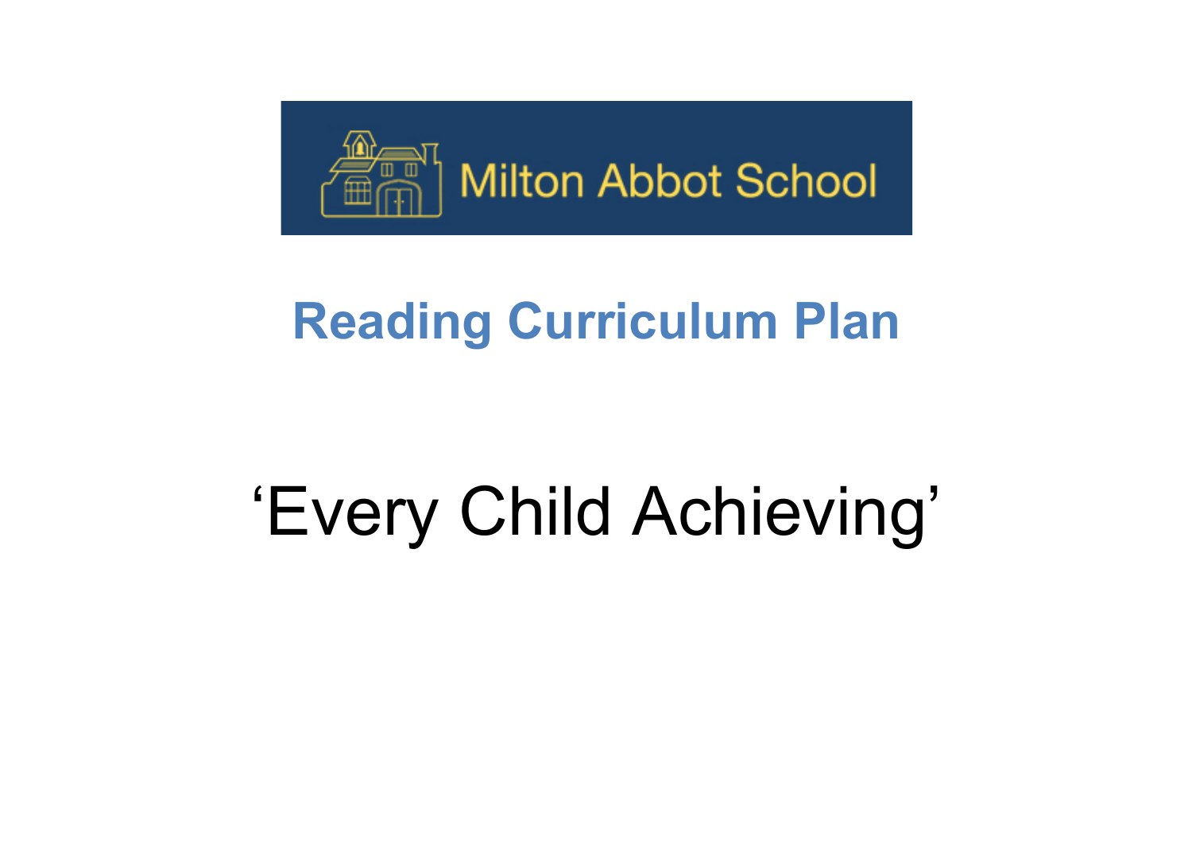Milton Abbot School

# Reading Curriculum Plan

## 'Every Child Achieving'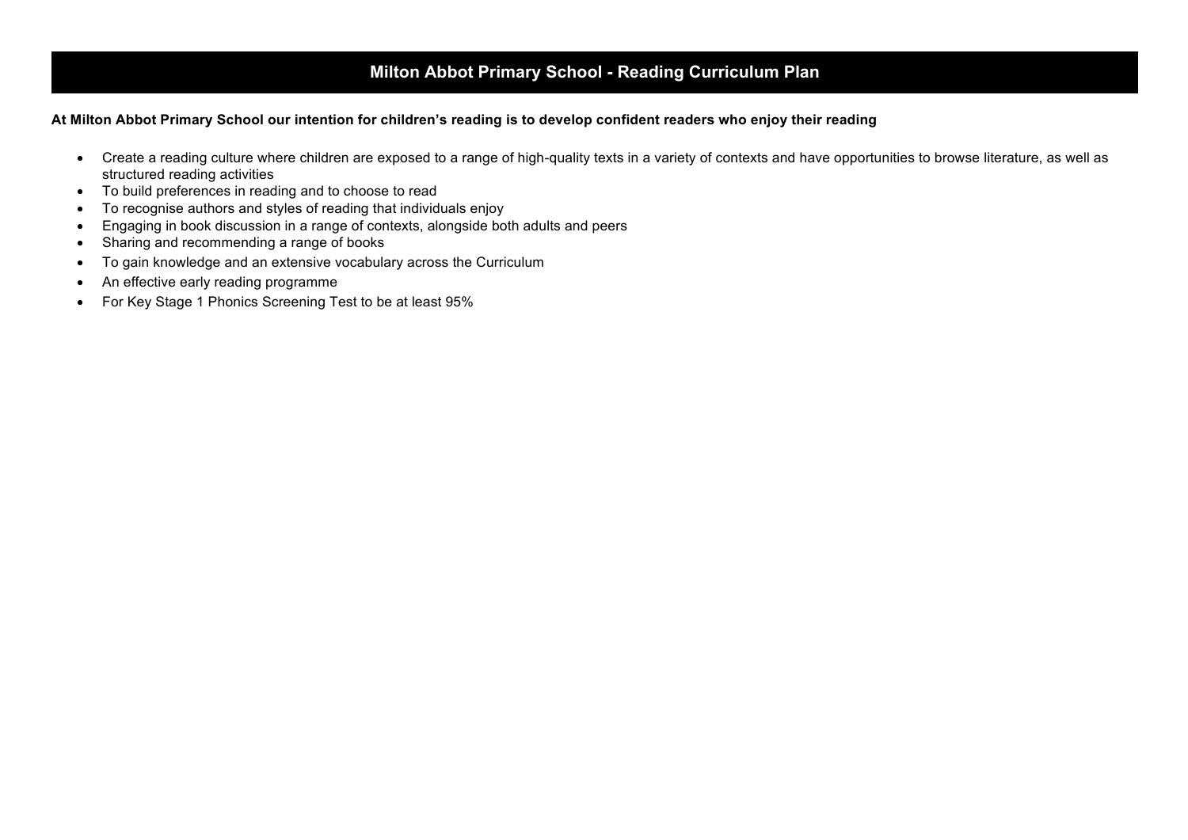# Milton Abbot Primary School - Reading Curriculum Plan

**At Milton Abbot Primary School our intention for children's reading is to develop confident readers who enjoy their reading**

- Create a reading culture where children are exposed to a range of high-quality texts in a variety of contexts and have opportunities to browse literature, as well as structured reading activities
- To build preferences in reading and to choose to read
- To recognise authors and styles of reading that individuals enjoy
- Engaging in book discussion in a range of contexts, alongside both adults and peers
- Sharing and recommending a range of books
- To gain knowledge and an extensive vocabulary across the Curriculum
- An effective early reading programme
- For Key Stage 1 Phonics Screening Test to be at least 95%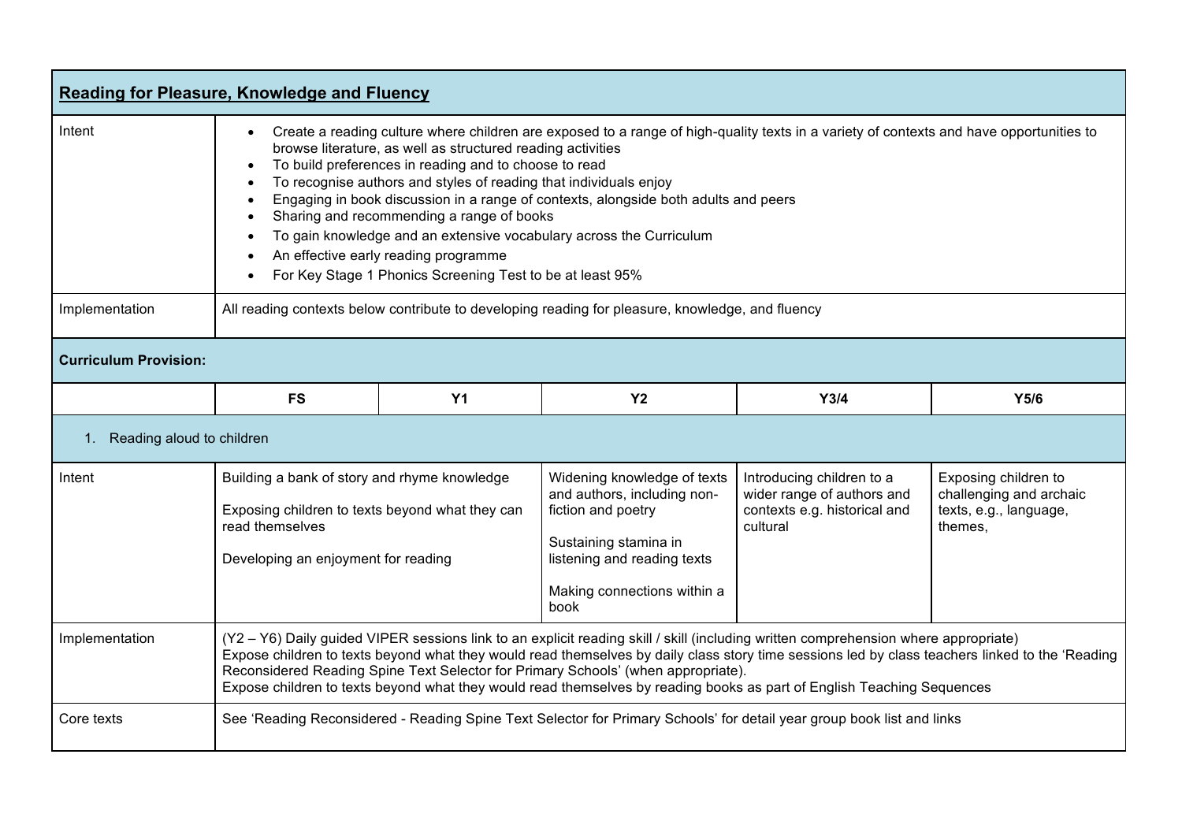| **Reading for Pleasure, Knowledge and Fluency** | | | | | |
|---|---|---|---|---|---|
| Intent | • Create a reading culture where children are exposed to a range of high-quality texts in a variety of contexts and have opportunities to browse literature, as well as structured reading activities<br>• To build preferences in reading and to choose to read<br>• To recognise authors and styles of reading that individuals enjoy<br>• Engaging in book discussion in a range of contexts, alongside both adults and peers<br>• Sharing and recommending a range of books<br>• To gain knowledge and an extensive vocabulary across the Curriculum<br>• An effective early reading programme<br>• For Key Stage 1 Phonics Screening Test to be at least 95% | | | | |
| Implementation | All reading contexts below contribute to developing reading for pleasure, knowledge, and fluency | | | | |
| **Curriculum Provision:** | | | | | |
| | **FS** | **Y1** | **Y2** | **Y3/4** | **Y5/6** |
| 1. Reading aloud to children | | | | | |
| Intent | Building a bank of story and rhyme knowledge<br><br>Exposing children to texts beyond what they can read themselves<br><br>Developing an enjoyment for reading | | Widening knowledge of texts and authors, including non-fiction and poetry<br><br>Sustaining stamina in listening and reading texts<br><br>Making connections within a book | Introducing children to a wider range of authors and contexts e.g. historical and cultural | Exposing children to challenging and archaic texts, e.g., language, themes, |
| Implementation | (Y2 – Y6) Daily guided VIPER sessions link to an explicit reading skill / skill (including written comprehension where appropriate)<br>Expose children to texts beyond what they would read themselves by daily class story time sessions led by class teachers linked to the 'Reading Reconsidered Reading Spine Text Selector for Primary Schools' (when appropriate).<br>Expose children to texts beyond what they would read themselves by reading books as part of English Teaching Sequences | | | | |
| Core texts | See 'Reading Reconsidered - Reading Spine Text Selector for Primary Schools' for detail year group book list and links | | | | |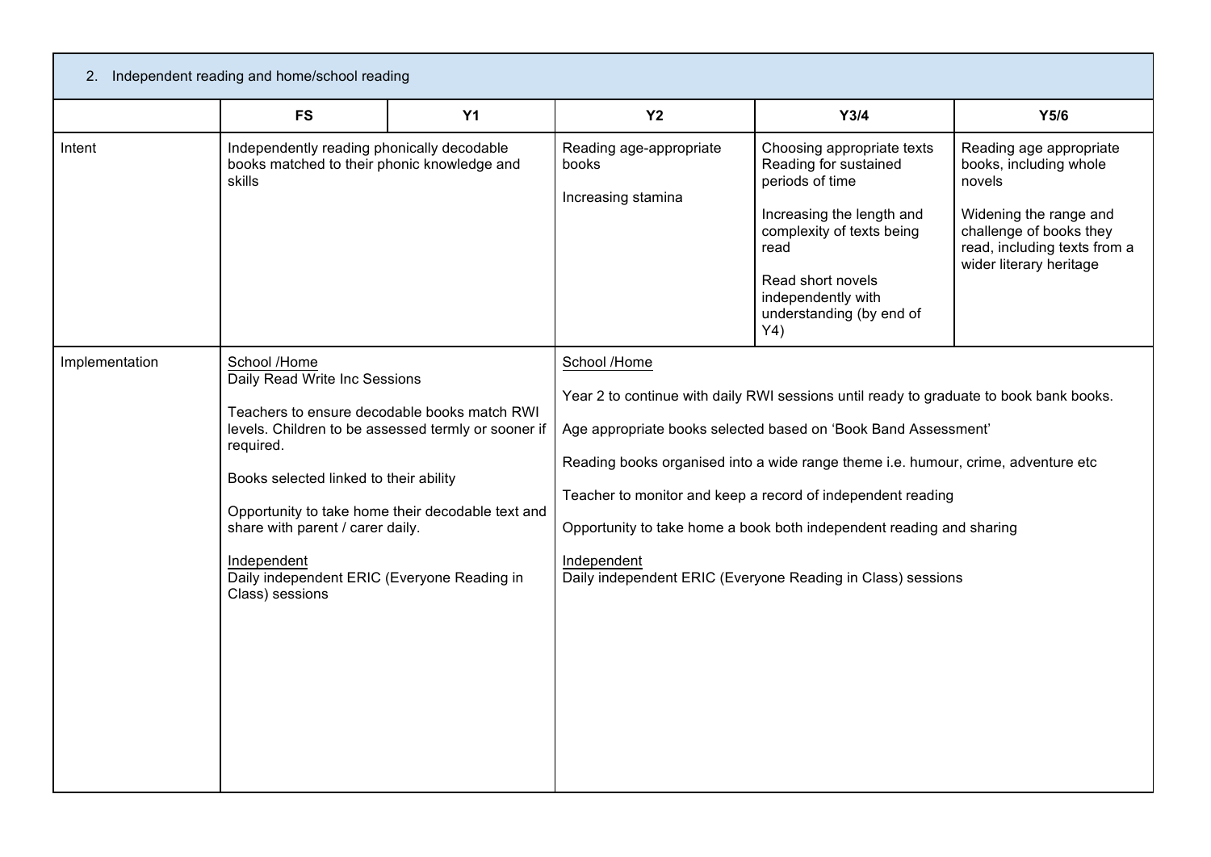| 2. Independent reading and home/school reading | | | | | |
|---|---|---|---|---|---|
| | FS | Y1 | Y2 | Y3/4 | Y5/6 |
| Intent | Independently reading phonically decodable books matched to their phonic knowledge and skills | | Reading age-appropriate books<br><br>Increasing stamina | Choosing appropriate texts Reading for sustained periods of time<br><br>Increasing the length and complexity of texts being read<br><br>Read short novels independently with understanding (by end of Y4) | Reading age appropriate books, including whole novels<br><br>Widening the range and challenge of books they read, including texts from a wider literary heritage |
| Implementation | <u>School /Home</u><br>Daily Read Write Inc Sessions<br><br>Teachers to ensure decodable books match RWI levels. Children to be assessed termly or sooner if required.<br><br>Books selected linked to their ability<br><br>Opportunity to take home their decodable text and share with parent / carer daily.<br><br><u>Independent</u><br>Daily independent ERIC (Everyone Reading in Class) sessions | | <u>School /Home</u><br><br>Year 2 to continue with daily RWI sessions until ready to graduate to book bank books.<br><br>Age appropriate books selected based on 'Book Band Assessment'<br><br>Reading books organised into a wide range theme i.e. humour, crime, adventure etc<br><br>Teacher to monitor and keep a record of independent reading<br><br>Opportunity to take home a book both independent reading and sharing<br><br><u>Independent</u><br>Daily independent ERIC (Everyone Reading in Class) sessions | | |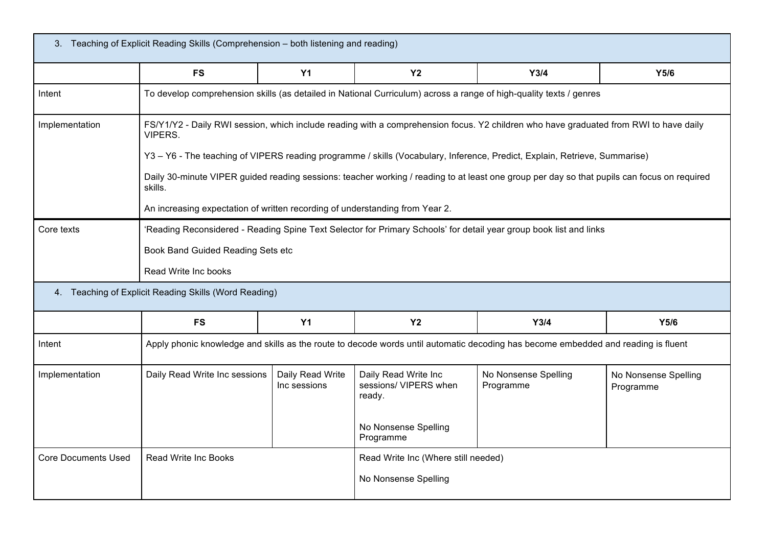| 3. Teaching of Explicit Reading Skills (Comprehension – both listening and reading) | | | | | |
|---|---|---|---|---|---|
| | **FS** | **Y1** | **Y2** | **Y3/4** | **Y5/6** |
| Intent | To develop comprehension skills (as detailed in National Curriculum) across a range of high-quality texts / genres | | | | |
| Implementation | FS/Y1/Y2 - Daily RWI session, which include reading with a comprehension focus. Y2 children who have graduated from RWI to have daily VIPERS.<br><br>Y3 – Y6 - The teaching of VIPERS reading programme / skills (Vocabulary, Inference, Predict, Explain, Retrieve, Summarise)<br><br>Daily 30-minute VIPER guided reading sessions: teacher working / reading to at least one group per day so that pupils can focus on required skills.<br><br>An increasing expectation of written recording of understanding from Year 2. | | | | |
| Core texts | 'Reading Reconsidered - Reading Spine Text Selector for Primary Schools' for detail year group book list and links<br><br>Book Band Guided Reading Sets etc<br><br>Read Write Inc books | | | | |

| 4. Teaching of Explicit Reading Skills (Word Reading) | | | | | |
|---|---|---|---|---|---|
| | **FS** | **Y1** | **Y2** | **Y3/4** | **Y5/6** |
| Intent | Apply phonic knowledge and skills as the route to decode words until automatic decoding has become embedded and reading is fluent | | | | |
| Implementation | Daily Read Write Inc sessions | Daily Read Write Inc sessions | Daily Read Write Inc sessions/ VIPERS when ready.<br><br>No Nonsense Spelling Programme | No Nonsense Spelling Programme | No Nonsense Spelling Programme |
| Core Documents Used | Read Write Inc Books | | Read Write Inc (Where still needed)<br><br>No Nonsense Spelling | | |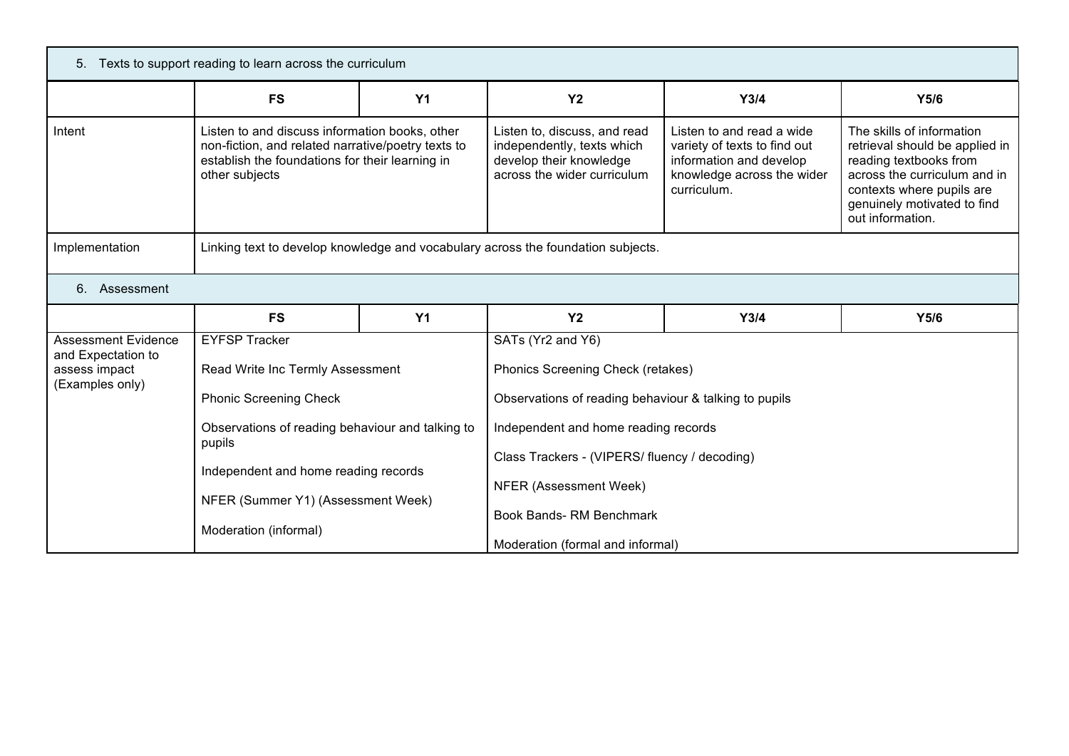## 5. Texts to support reading to learn across the curriculum

| | FS | Y1 | Y2 | Y3/4 | Y5/6 |
|---|---|---|---|---|---|
| Intent | Listen to and discuss information books, other non-fiction, and related narrative/poetry texts to establish the foundations for their learning in other subjects | | Listen to, discuss, and read independently, texts which develop their knowledge across the wider curriculum | Listen to and read a wide variety of texts to find out information and develop knowledge across the wider curriculum. | The skills of information retrieval should be applied in reading textbooks from across the curriculum and in contexts where pupils are genuinely motivated to find out information. |
| Implementation | Linking text to develop knowledge and vocabulary across the foundation subjects. | | | | |

## 6. Assessment

| | FS | Y1 | Y2 | Y3/4 | Y5/6 |
|---|---|---|---|---|---|
| Assessment Evidence and Expectation to assess impact (Examples only) | EYFSP Tracker<br><br>Read Write Inc Termly Assessment<br><br>Phonic Screening Check<br><br>Observations of reading behaviour and talking to pupils<br><br>Independent and home reading records<br><br>NFER (Summer Y1) (Assessment Week)<br><br>Moderation (informal) | | SATs (Yr2 and Y6)<br><br>Phonics Screening Check (retakes)<br><br>Observations of reading behaviour & talking to pupils<br><br>Independent and home reading records<br><br>Class Trackers - (VIPERS/ fluency / decoding)<br><br>NFER (Assessment Week)<br><br>Book Bands- RM Benchmark<br><br>Moderation (formal and informal) | | |